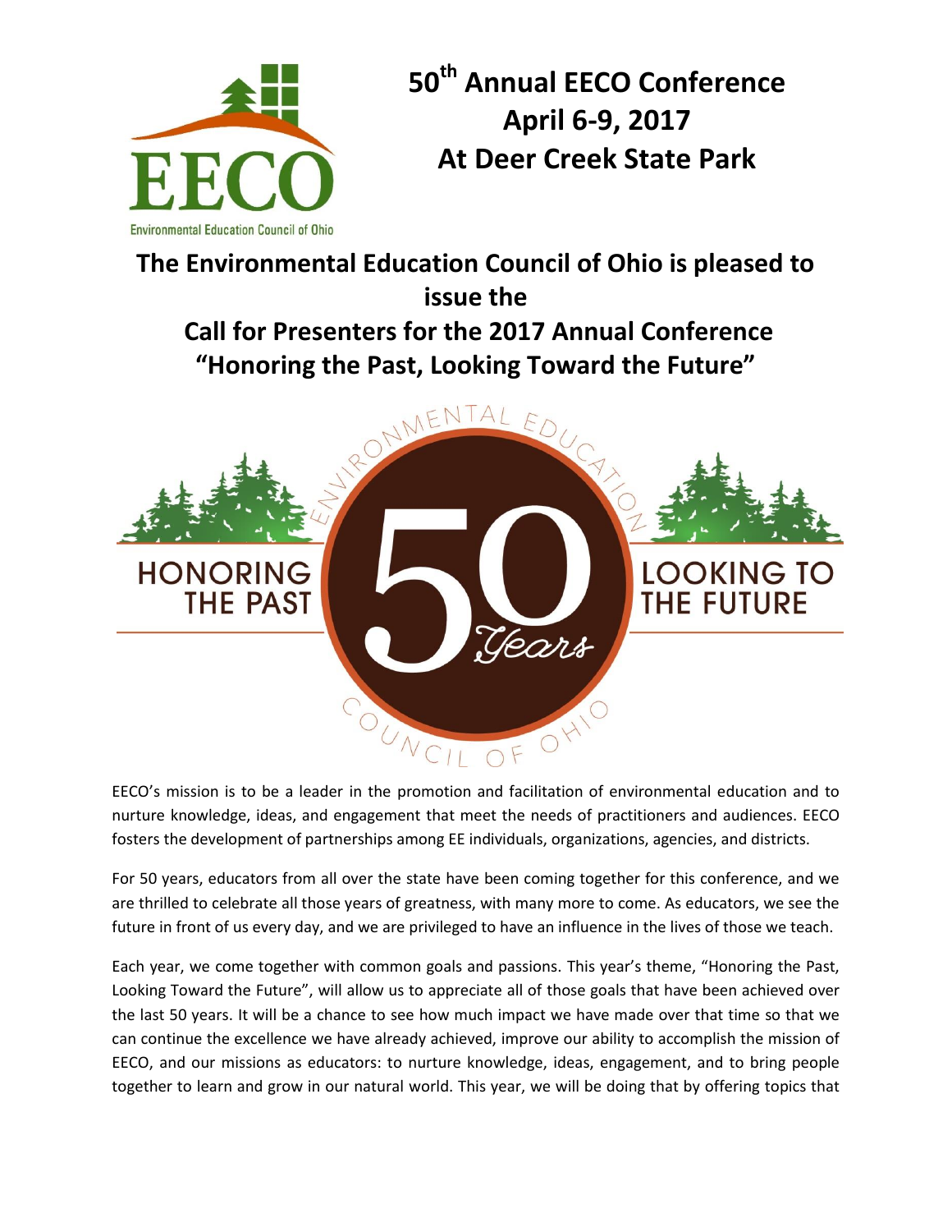# 50th Annual EECO Conference
# April 6-9, 2017
# At Deer Creek State Park

## The Environmental Education Council of Ohio is pleased to issue the Call for Presenters for the 2017 Annual Conference "Honoring the Past, Looking Toward the Future"

EECO's mission is to be a leader in the promotion and facilitation of environmental education and to nurture knowledge, ideas, and engagement that meet the needs of practitioners and audiences. EECO fosters the development of partnerships among EE individuals, organizations, agencies, and districts.

For 50 years, educators from all over the state have been coming together for this conference, and we are thrilled to celebrate all those years of greatness, with many more to come. As educators, we see the future in front of us every day, and we are privileged to have an influence in the lives of those we teach.

Each year, we come together with common goals and passions. This year's theme, "Honoring the Past, Looking Toward the Future", will allow us to appreciate all of those goals that have been achieved over the last 50 years. It will be a chance to see how much impact we have made over that time so that we can continue the excellence we have already achieved, improve our ability to accomplish the mission of EECO, and our missions as educators: to nurture knowledge, ideas, engagement, and to bring people together to learn and grow in our natural world. This year, we will be doing that by offering topics that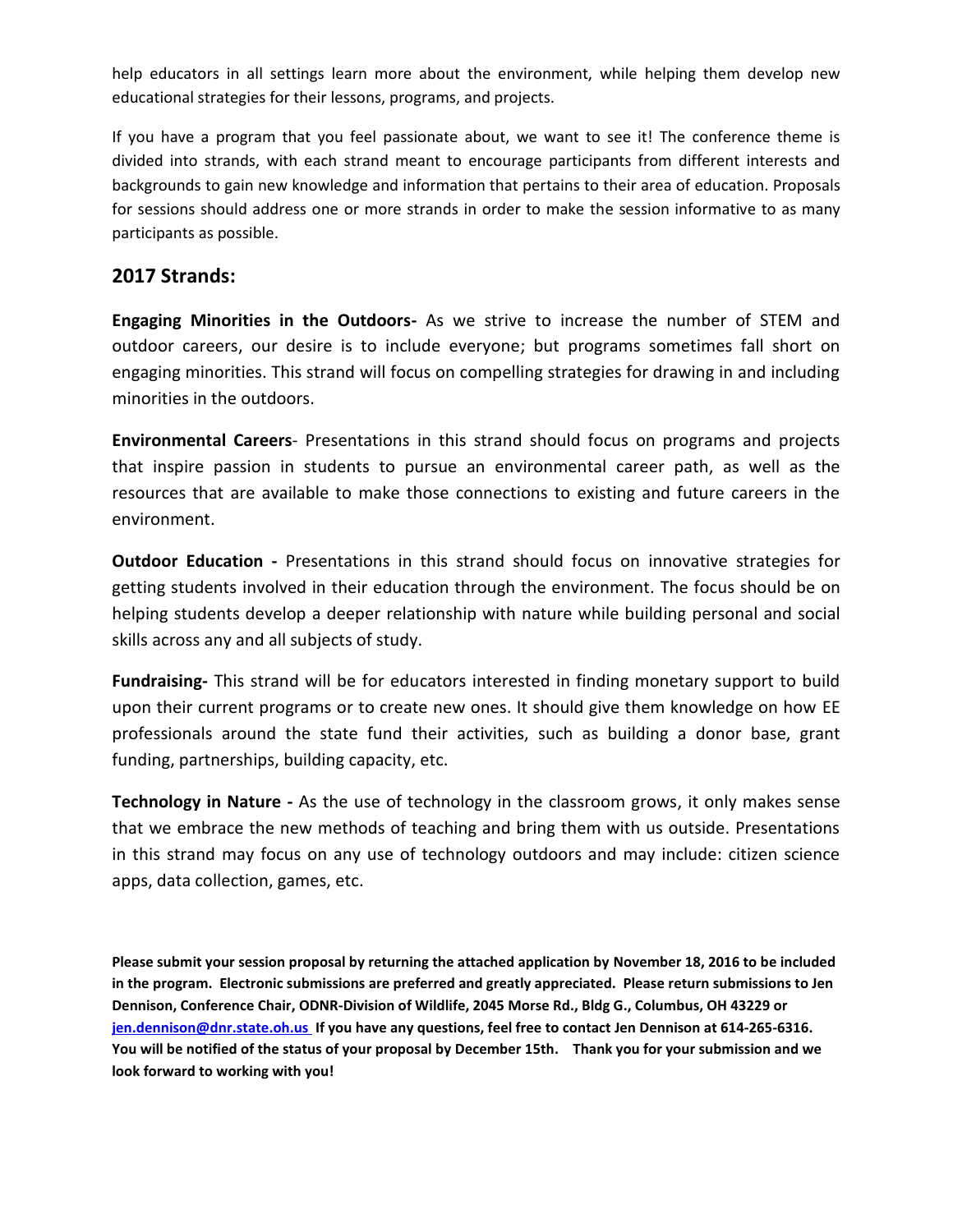help educators in all settings learn more about the environment, while helping them develop new educational strategies for their lessons, programs, and projects.

If you have a program that you feel passionate about, we want to see it! The conference theme is divided into strands, with each strand meant to encourage participants from different interests and backgrounds to gain new knowledge and information that pertains to their area of education. Proposals for sessions should address one or more strands in order to make the session informative to as many participants as possible.

## 2017 Strands:

**Engaging Minorities in the Outdoors-** As we strive to increase the number of STEM and outdoor careers, our desire is to include everyone; but programs sometimes fall short on engaging minorities. This strand will focus on compelling strategies for drawing in and including minorities in the outdoors.

**Environmental Careers**- Presentations in this strand should focus on programs and projects that inspire passion in students to pursue an environmental career path, as well as the resources that are available to make those connections to existing and future careers in the environment.

**Outdoor Education -** Presentations in this strand should focus on innovative strategies for getting students involved in their education through the environment. The focus should be on helping students develop a deeper relationship with nature while building personal and social skills across any and all subjects of study.

**Fundraising-** This strand will be for educators interested in finding monetary support to build upon their current programs or to create new ones. It should give them knowledge on how EE professionals around the state fund their activities, such as building a donor base, grant funding, partnerships, building capacity, etc.

**Technology in Nature -** As the use of technology in the classroom grows, it only makes sense that we embrace the new methods of teaching and bring them with us outside. Presentations in this strand may focus on any use of technology outdoors and may include: citizen science apps, data collection, games, etc.

**Please submit your session proposal by returning the attached application by November 18, 2016 to be included in the program. Electronic submissions are preferred and greatly appreciated. Please return submissions to Jen Dennison, Conference Chair, ODNR-Division of Wildlife, 2045 Morse Rd., Bldg G., Columbus, OH 43229 or jen.dennison@dnr.state.oh.us If you have any questions, feel free to contact Jen Dennison at 614-265-6316. You will be notified of the status of your proposal by December 15th. Thank you for your submission and we look forward to working with you!**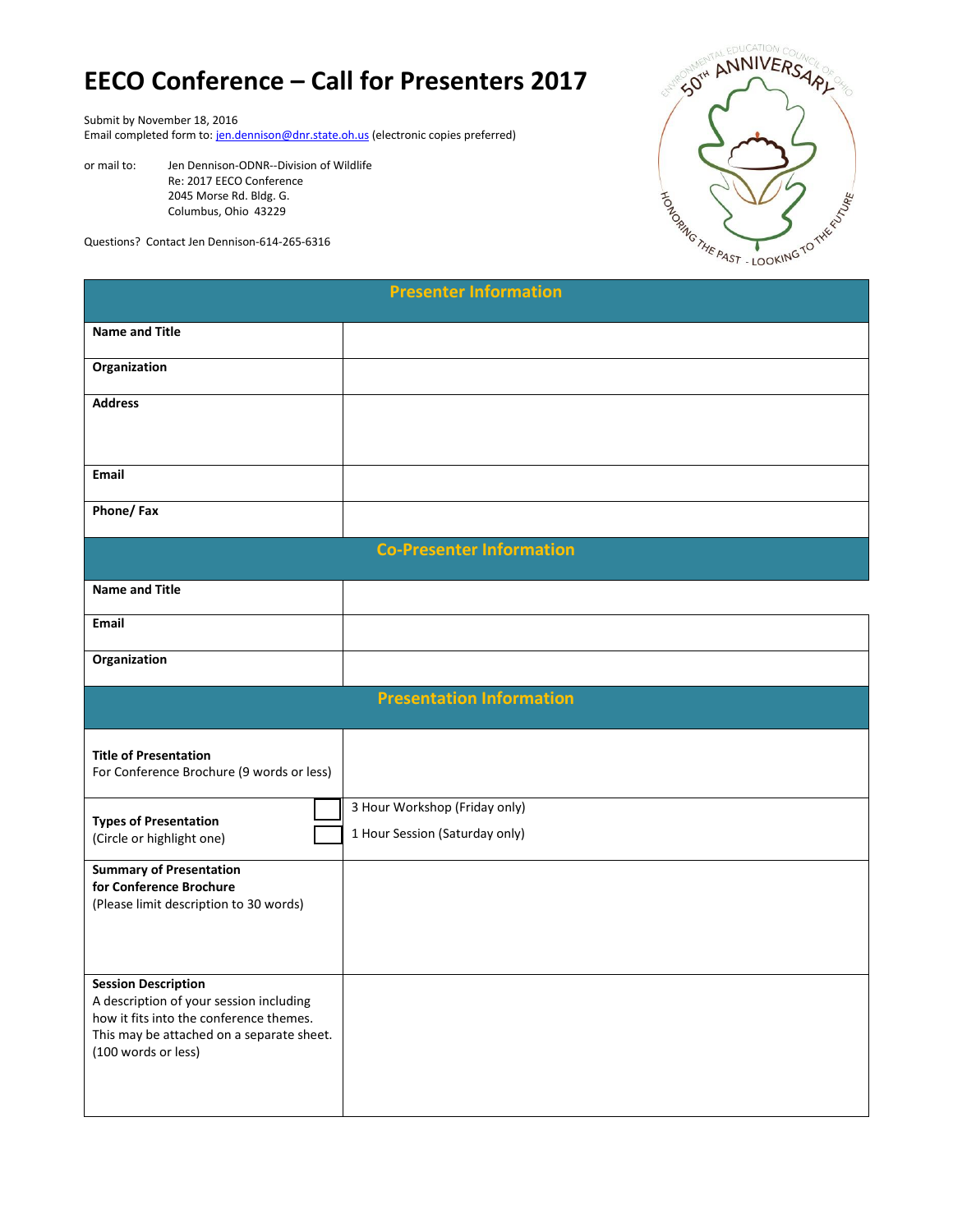# EECO Conference – Call for Presenters 2017

Submit by November 18, 2016
Email completed form to: jen.dennison@dnr.state.oh.us (electronic copies preferred)

or mail to: Jen Dennison-ODNR--Division of Wildlife
Re: 2017 EECO Conference
2045 Morse Rd. Bldg. G.
Columbus, Ohio 43229

Questions? Contact Jen Dennison-614-265-6316

| Presenter Information | |
|---|---|
| **Name and Title** | |
| **Organization** | |
| **Address** | |
| **Email** | |
| **Phone/ Fax** | |
| **Co-Presenter Information** | |
| **Name and Title** | |
| **Email** | |
| **Organization** | |
| **Presentation Information** | |
| **Title of Presentation** For Conference Brochure (9 words or less) | |
| **Types of Presentation** (Circle or highlight one) | ☐ 3 Hour Workshop (Friday only) ☐ 1 Hour Session (Saturday only) |
| **Summary of Presentation for Conference Brochure** (Please limit description to 30 words) | |
| **Session Description** A description of your session including how it fits into the conference themes. This may be attached on a separate sheet. (100 words or less) | |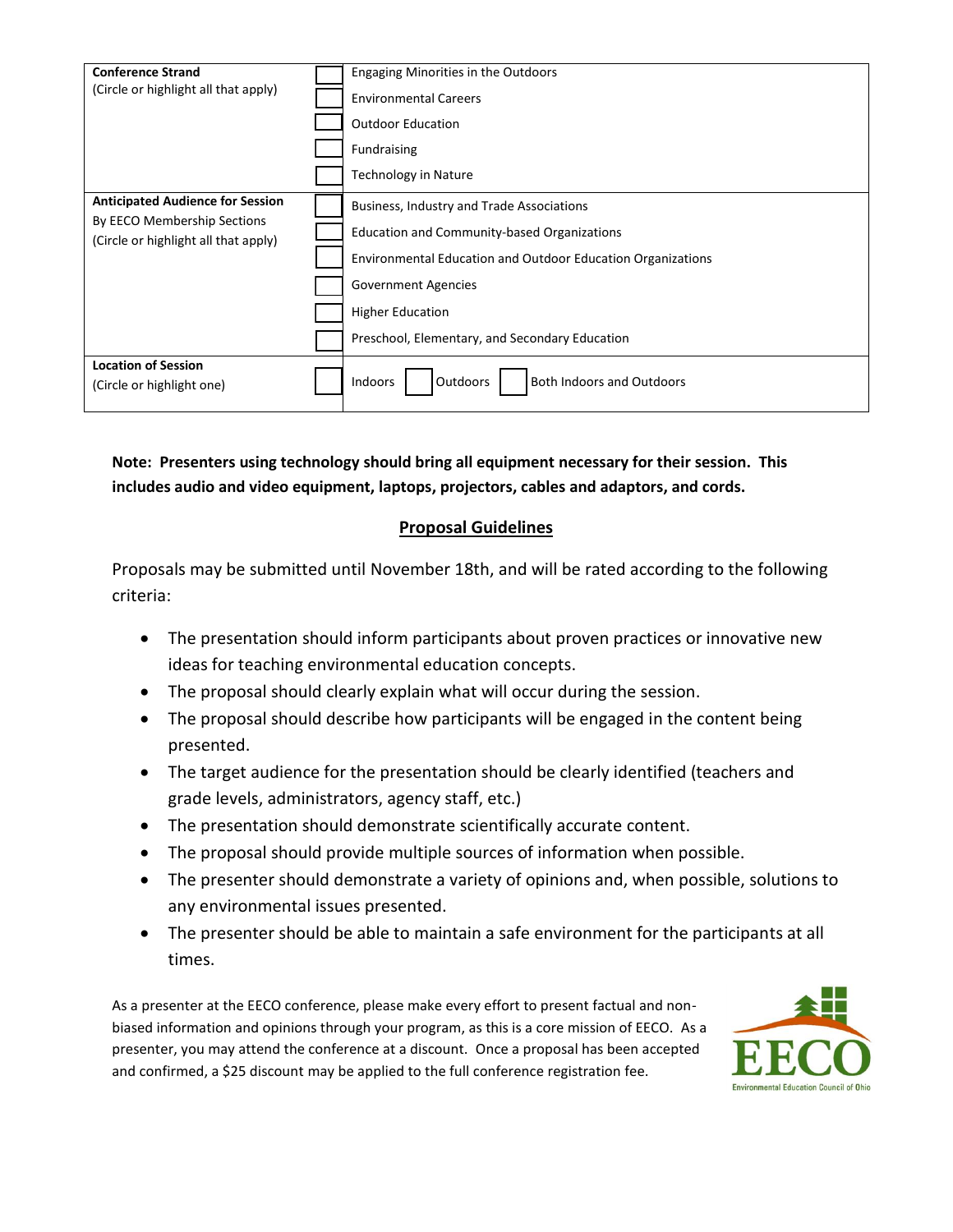| | | |
|---|---|---|
| **Conference Strand**<br>(Circle or highlight all that apply) | ☐ | Engaging Minorities in the Outdoors |
| | ☐ | Environmental Careers |
| | ☐ | Outdoor Education |
| | ☐ | Fundraising |
| | ☐ | Technology in Nature |
| **Anticipated Audience for Session**<br>By EECO Membership Sections<br>(Circle or highlight all that apply) | ☐ | Business, Industry and Trade Associations |
| | ☐ | Education and Community-based Organizations |
| | ☐ | Environmental Education and Outdoor Education Organizations |
| | ☐ | Government Agencies |
| | ☐ | Higher Education |
| | ☐ | Preschool, Elementary, and Secondary Education |
| **Location of Session**<br>(Circle or highlight one) | ☐ | Indoors ☐ Outdoors ☐ Both Indoors and Outdoors |

**Note: Presenters using technology should bring all equipment necessary for their session. This includes audio and video equipment, laptops, projectors, cables and adaptors, and cords.**

## Proposal Guidelines

Proposals may be submitted until November 18th, and will be rated according to the following criteria:

- The presentation should inform participants about proven practices or innovative new ideas for teaching environmental education concepts.
- The proposal should clearly explain what will occur during the session.
- The proposal should describe how participants will be engaged in the content being presented.
- The target audience for the presentation should be clearly identified (teachers and grade levels, administrators, agency staff, etc.)
- The presentation should demonstrate scientifically accurate content.
- The proposal should provide multiple sources of information when possible.
- The presenter should demonstrate a variety of opinions and, when possible, solutions to any environmental issues presented.
- The presenter should be able to maintain a safe environment for the participants at all times.

As a presenter at the EECO conference, please make every effort to present factual and non-biased information and opinions through your program, as this is a core mission of EECO. As a presenter, you may attend the conference at a discount. Once a proposal has been accepted and confirmed, a $25 discount may be applied to the full conference registration fee.

EECO
Environmental Education Council of Ohio